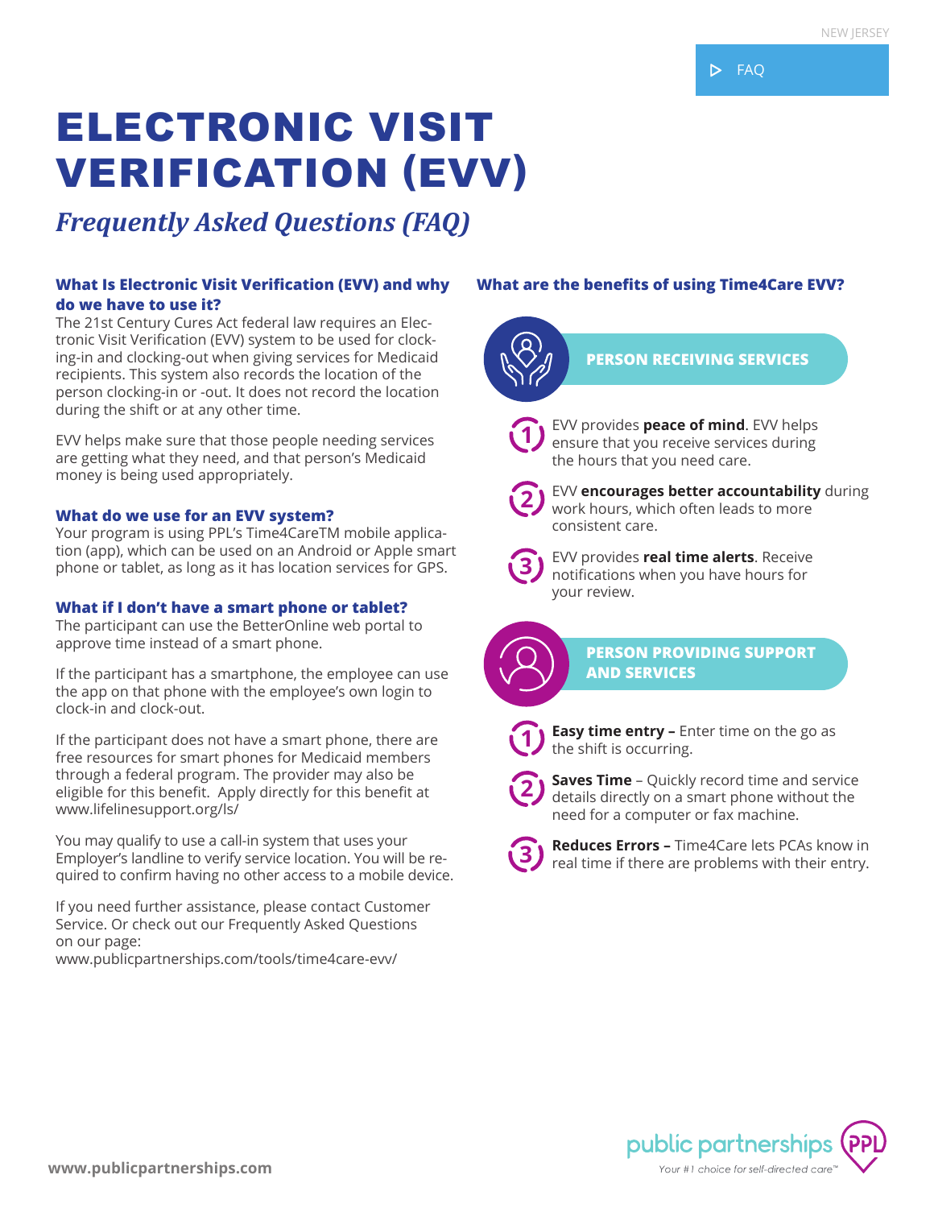NEW JERSEY

FAQ

# ELECTRONIC VISIT VERIFICATION (EVV)

## *Frequently Asked Questions (FAQ)*

### What Is Electronic Visit Verification (EVV) and why do we have to use it?

The 21st Century Cures Act federal law requires an Electronic Visit Verification (EVV) system to be used for clocking-in and clocking-out when giving services for Medicaid recipients. This system also records the location of the person clocking-in or -out. It does not record the location during the shift or at any other time.

EVV helps make sure that those people needing services are getting what they need, and that person's Medicaid money is being used appropriately.

### What do we use for an EVV system?

Your program is using PPL's Time4CareTM mobile application (app), which can be used on an Android or Apple smart phone or tablet, as long as it has location services for GPS.

### What if I don't have a smart phone or tablet?

The participant can use the BetterOnline web portal to approve time instead of a smart phone.

If the participant has a smartphone, the employee can use the app on that phone with the employee's own login to clock-in and clock-out.

If the participant does not have a smart phone, there are free resources for smart phones for Medicaid members through a federal program. The provider may also be eligible for this benefit. Apply directly for this benefit at www.lifelinesupport.org/ls/

You may qualify to use a call-in system that uses your Employer's landline to verify service location. You will be required to confirm having no other access to a mobile device.

If you need further assistance, please contact Customer Service. Or check out our Frequently Asked Questions on our page:
www.publicpartnerships.com/tools/time4care-evv/

### What are the benefits of using Time4Care EVV?

#### PERSON RECEIVING SERVICES

1. EVV provides **peace of mind**. EVV helps ensure that you receive services during the hours that you need care.
2. EVV **encourages better accountability** during work hours, which often leads to more consistent care.
3. EVV provides **real time alerts**. Receive notifications when you have hours for your review.

#### PERSON PROVIDING SUPPORT AND SERVICES

1. **Easy time entry –** Enter time on the go as the shift is occurring.
2. **Saves Time** – Quickly record time and service details directly on a smart phone without the need for a computer or fax machine.
3. **Reduces Errors –** Time4Care lets PCAs know in real time if there are problems with their entry.

www.publicpartnerships.com

public partnerships PPL
Your #1 choice for self-directed care™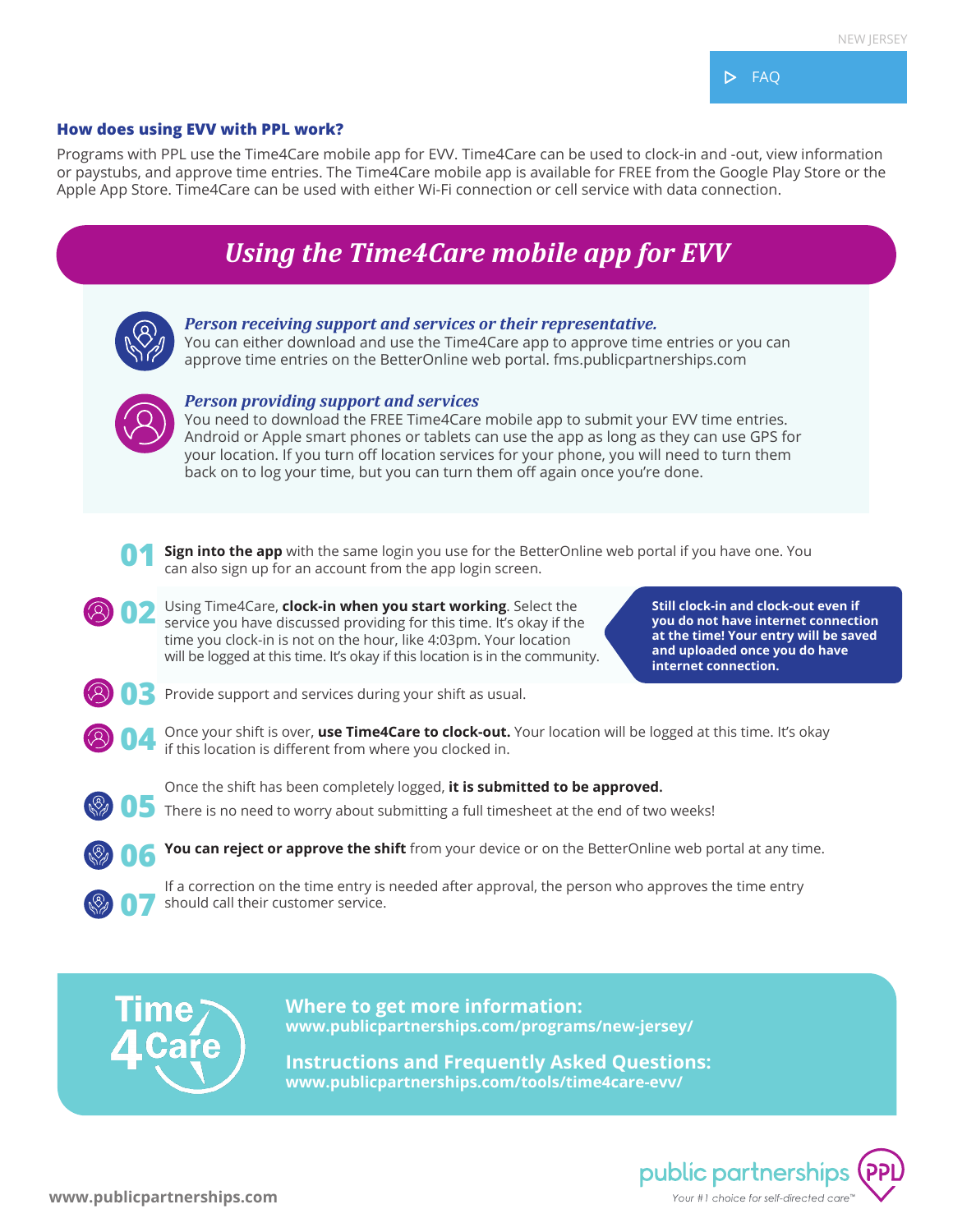NEW JERSEY

FAQ

### How does using EVV with PPL work?

Programs with PPL use the Time4Care mobile app for EVV. Time4Care can be used to clock-in and -out, view information or paystubs, and approve time entries. The Time4Care mobile app is available for FREE from the Google Play Store or the Apple App Store. Time4Care can be used with either Wi-Fi connection or cell service with data connection.

## *Using the Time4Care mobile app for EVV*

***Person receiving support and services or their representative.***
You can either download and use the Time4Care app to approve time entries or you can approve time entries on the BetterOnline web portal. fms.publicpartnerships.com

***Person providing support and services***
You need to download the FREE Time4Care mobile app to submit your EVV time entries. Android or Apple smart phones or tablets can use the app as long as they can use GPS for your location. If you turn off location services for your phone, you will need to turn them back on to log your time, but you can turn them off again once you're done.

**01** **Sign into the app** with the same login you use for the BetterOnline web portal if you have one. You can also sign up for an account from the app login screen.

**02** Using Time4Care, **clock-in when you start working**. Select the service you have discussed providing for this time. It's okay if the time you clock-in is not on the hour, like 4:03pm. Your location will be logged at this time. It's okay if this location is in the community.

**Still clock-in and clock-out even if you do not have internet connection at the time! Your entry will be saved and uploaded once you do have internet connection.**

**03** Provide support and services during your shift as usual.

**04** Once your shift is over, **use Time4Care to clock-out.** Your location will be logged at this time. It's okay if this location is different from where you clocked in.

**05** Once the shift has been completely logged, **it is submitted to be approved.** There is no need to worry about submitting a full timesheet at the end of two weeks!

**06** **You can reject or approve the shift** from your device or on the BetterOnline web portal at any time.

**07** If a correction on the time entry is needed after approval, the person who approves the time entry should call their customer service.

Time 4 Care

**Where to get more information:**
**www.publicpartnerships.com/programs/new-jersey/**

**Instructions and Frequently Asked Questions:**
**www.publicpartnerships.com/tools/time4care-evv/**

**www.publicpartnerships.com**

public partnerships PPL
*Your #1 choice for self-directed care™*